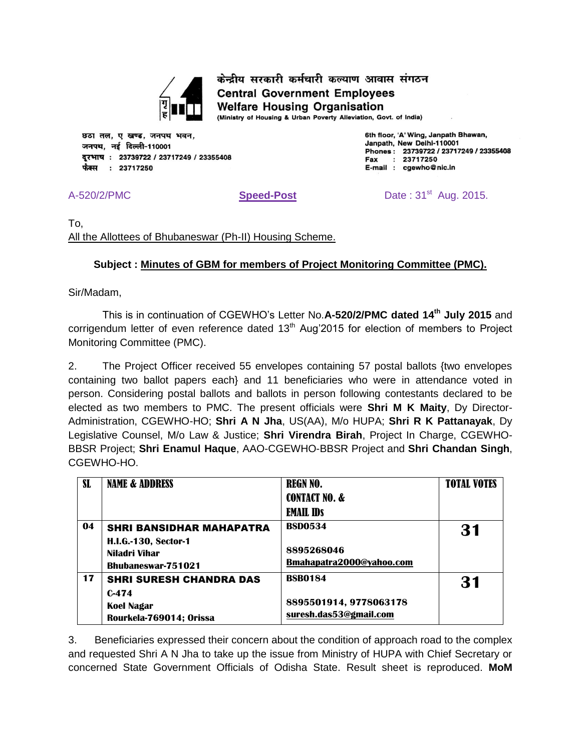केन्द्रीय सरकारी कर्मचारी कल्याण आवास संगठन

**Central Government Employees Welfare Housing Organisation**

(Ministry of Housing & Urban Poverty Alleviation, Govt. of India)

छठा तल, ए खण्ड, जनपथ भवन,
जनपथ, नई दिल्ली-110001
दूरभाष : 23739722 / 23717249 / 23355408
फैक्स : 23717250

6th floor, 'A' Wing, Janpath Bhawan,
Janpath, New Delhi-110001
Phones : 23739722 / 23717249 / 23355408
Fax : 23717250
E-mail : cgewho@nic.in

A-520/2/PMC **Speed-Post** Date : 31st Aug. 2015.

To,
All the Allottees of Bhubaneswar (Ph-II) Housing Scheme.

**Subject : Minutes of GBM for members of Project Monitoring Committee (PMC).**

Sir/Madam,

This is in continuation of CGEWHO's Letter No.**A-520/2/PMC dated 14th July 2015** and corrigendum letter of even reference dated 13th Aug'2015 for election of members to Project Monitoring Committee (PMC).

2. The Project Officer received 55 envelopes containing 57 postal ballots {two envelopes containing two ballot papers each} and 11 beneficiaries who were in attendance voted in person. Considering postal ballots and ballots in person following contestants declared to be elected as two members to PMC. The present officials were **Shri M K Maity**, Dy Director-Administration, CGEWHO-HO; **Shri A N Jha**, US(AA), M/o HUPA; **Shri R K Pattanayak**, Dy Legislative Counsel, M/o Law & Justice; **Shri Virendra Birah**, Project In Charge, CGEWHO-BBSR Project; **Shri Enamul Haque**, AAO-CGEWHO-BBSR Project and **Shri Chandan Singh**, CGEWHO-HO.

| SL | NAME & ADDRESS | REGN NO. CONTACT NO. & EMAIL IDs | TOTAL VOTES |
|---|---|---|---|
| 04 | **SHRI BANSIDHAR MAHAPATRA** H.I.G.-130, Sector-1 Niladri Vihar Bhubaneswar-751021 | BSD0534 8895268046 Bmahapatra2000@yahoo.com | **31** |
| 17 | **SHRI SURESH CHANDRA DAS** C-474 Koel Nagar Rourkela-769014; Orissa | BSB0184 8895501914, 9778063178 suresh.das53@gmail.com | **31** |

3. Beneficiaries expressed their concern about the condition of approach road to the complex and requested Shri A N Jha to take up the issue from Ministry of HUPA with Chief Secretary or concerned State Government Officials of Odisha State. Result sheet is reproduced. **MoM**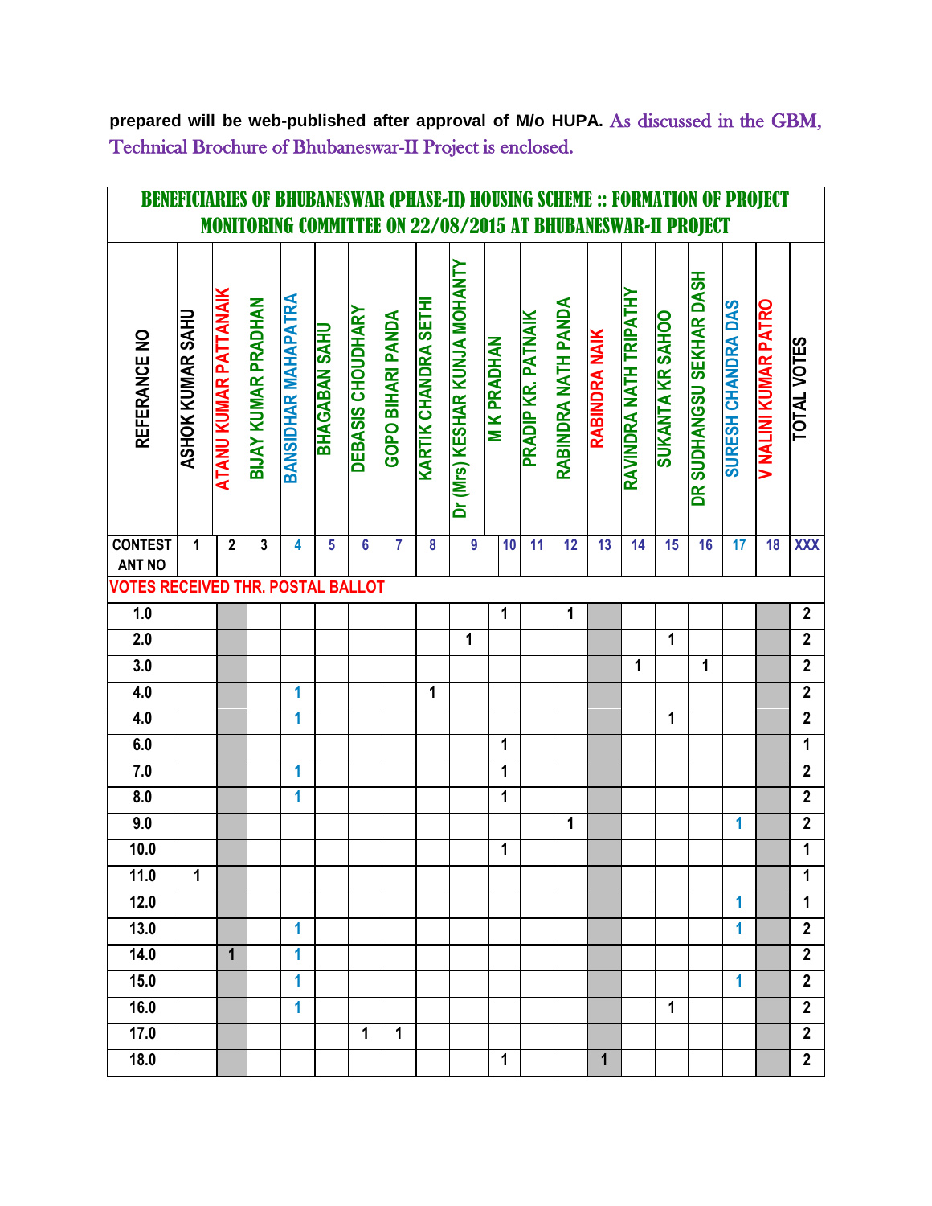**prepared will be web-published after approval of M/o HUPA.** As discussed in the GBM, Technical Brochure of Bhubaneswar-II Project is enclosed.

| BENEFICIARIES OF BHUBANESWAR (PHASE-II) HOUSING SCHEME :: FORMATION OF PROJECT MONITORING COMMITTEE ON 22/08/2015 AT BHUBANESWAR-II PROJECT | | | | | | | | | | | | | | | | | | | |
|---|---|---|---|---|---|---|---|---|---|---|---|---|---|---|---|---|---|---|---|
| REFERANCE NO | ASHOK KUMAR SAHU | ATANU KUMAR PATTANAIK | BIJAY KUMAR PRADHAN | BANSIDHAR MAHAPATRA | BHAGABAN SAHU | DEBASIS CHOUDHARY | GOPO BIHARI PANDA | KARTIK CHANDRA SETHI | Dr (Mrs) KESHAR KUNJA MOHANTY | M K PRADHAN | PRADIP KR. PATNAIK | RABINDRA NATH PANDA | RABINDRA NAIK | RAVINDRA NATH TRIPATHY | SUKANTA KR SAHOO | DR SUDHANGSU SEKHAR DASH | SURESH CHANDRA DAS | V NALINI KUMAR PATRO | TOTAL VOTES |
| CONTEST ANT NO | 1 | 2 | 3 | 4 | 5 | 6 | 7 | 8 | 9 | 10 | 11 | 12 | 13 | 14 | 15 | 16 | 17 | 18 | XXX |
| VOTES RECEIVED THR. POSTAL BALLOT | | | | | | | | | | | | | | | | | | | |
| 1.0 | | | | | | | | | | 1 | | 1 | | | | | | | 2 |
| 2.0 | | | | | | | | | 1 | | | | | | 1 | | | | 2 |
| 3.0 | | | | | | | | | | | | | | 1 | | 1 | | | 2 |
| 4.0 | | | | 1 | | | | 1 | | | | | | | | | | | 2 |
| 4.0 | | | | 1 | | | | | | | | | | | 1 | | | | 2 |
| 6.0 | | | | | | | | | | 1 | | | | | | | | | 1 |
| 7.0 | | | | 1 | | | | | | 1 | | | | | | | | | 2 |
| 8.0 | | | | 1 | | | | | | 1 | | | | | | | | | 2 |
| 9.0 | | | | | | | | | | | | 1 | | | | | 1 | | 2 |
| 10.0 | | | | | | | | | | 1 | | | | | | | | | 1 |
| 11.0 | 1 | | | | | | | | | | | | | | | | | | 1 |
| 12.0 | | | | | | | | | | | | | | | | | 1 | | 1 |
| 13.0 | | | | 1 | | | | | | | | | | | | | 1 | | 2 |
| 14.0 | | 1 | | 1 | | | | | | | | | | | | | | | 2 |
| 15.0 | | | | 1 | | | | | | | | | | | | | 1 | | 2 |
| 16.0 | | | | 1 | | | | | | | | | | | 1 | | | | 2 |
| 17.0 | | | | | | 1 | 1 | | | | | | | | | | | | 2 |
| 18.0 | | | | | | | | | | 1 | | | 1 | | | | | | 2 |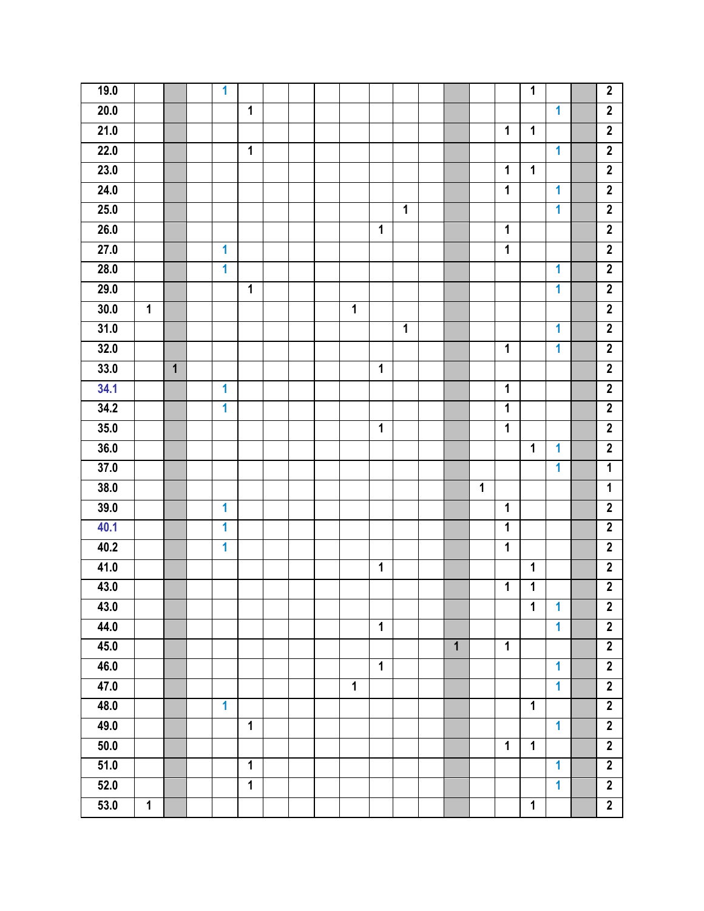| | | | | | | | | | | | | | | | | | | | |
|---|---|---|---|---|---|---|---|---|---|---|---|---|---|---|---|---|---|---|---|
| 19.0 | | | | 1 | | | | | | | | | | | | 1 | | | 2 |
| 20.0 | | | | | 1 | | | | | | | | | | | | 1 | | 2 |
| 21.0 | | | | | | | | | | | | | | | 1 | 1 | | | 2 |
| 22.0 | | | | | 1 | | | | | | | | | | | | 1 | | 2 |
| 23.0 | | | | | | | | | | | | | | | 1 | 1 | | | 2 |
| 24.0 | | | | | | | | | | | | | | | 1 | | 1 | | 2 |
| 25.0 | | | | | | | | | | | 1 | | | | | | 1 | | 2 |
| 26.0 | | | | | | | | | | 1 | | | | | 1 | | | | 2 |
| 27.0 | | | | 1 | | | | | | | | | | | 1 | | | | 2 |
| 28.0 | | | | 1 | | | | | | | | | | | | | 1 | | 2 |
| 29.0 | | | | | 1 | | | | | | | | | | | | 1 | | 2 |
| 30.0 | 1 | | | | | | | | 1 | | | | | | | | | | 2 |
| 31.0 | | | | | | | | | | | 1 | | | | | | 1 | | 2 |
| 32.0 | | | | | | | | | | | | | | | 1 | | 1 | | 2 |
| 33.0 | | 1 | | | | | | | | 1 | | | | | | | | | 2 |
| 34.1 | | | | 1 | | | | | | | | | | | 1 | | | | 2 |
| 34.2 | | | | 1 | | | | | | | | | | | 1 | | | | 2 |
| 35.0 | | | | | | | | | | 1 | | | | | 1 | | | | 2 |
| 36.0 | | | | | | | | | | | | | | | | 1 | 1 | | 2 |
| 37.0 | | | | | | | | | | | | | | | | | 1 | | 1 |
| 38.0 | | | | | | | | | | | | | | 1 | | | | | 1 |
| 39.0 | | | | 1 | | | | | | | | | | | 1 | | | | 2 |
| 40.1 | | | | 1 | | | | | | | | | | | 1 | | | | 2 |
| 40.2 | | | | 1 | | | | | | | | | | | 1 | | | | 2 |
| 41.0 | | | | | | | | | | 1 | | | | | | 1 | | | 2 |
| 43.0 | | | | | | | | | | | | | | | 1 | 1 | | | 2 |
| 43.0 | | | | | | | | | | | | | | | | 1 | 1 | | 2 |
| 44.0 | | | | | | | | | | 1 | | | | | | | 1 | | 2 |
| 45.0 | | | | | | | | | | | | | 1 | | 1 | | | | 2 |
| 46.0 | | | | | | | | | | 1 | | | | | | | 1 | | 2 |
| 47.0 | | | | | | | | | 1 | | | | | | | | 1 | | 2 |
| 48.0 | | | | 1 | | | | | | | | | | | | 1 | | | 2 |
| 49.0 | | | | | 1 | | | | | | | | | | | | 1 | | 2 |
| 50.0 | | | | | | | | | | | | | | | 1 | 1 | | | 2 |
| 51.0 | | | | | 1 | | | | | | | | | | | | 1 | | 2 |
| 52.0 | | | | | 1 | | | | | | | | | | | | 1 | | 2 |
| 53.0 | 1 | | | | | | | | | | | | | | | 1 | | | 2 |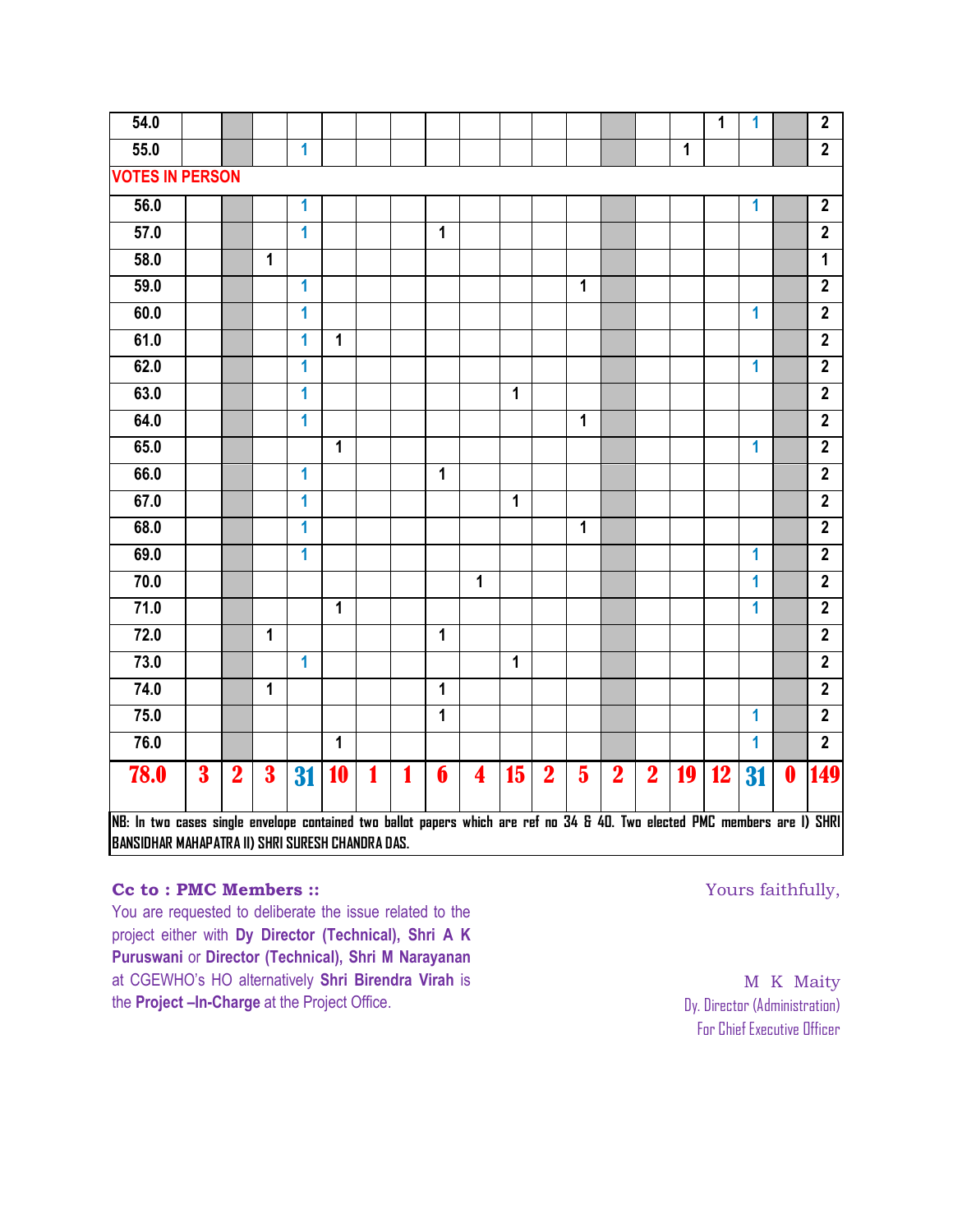| | | | | | | | | | | | | | | | | | | | |
|---|---|---|---|---|---|---|---|---|---|---|---|---|---|---|---|---|---|---|---|
| 54.0 | | | | | | | | | | | | | | | | 1 | 1 | | 2 |
| 55.0 | | | | 1 | | | | | | | | | | | 1 | | | | 2 |
| **VOTES IN PERSON** | | | | | | | | | | | | | | | | | | | |
| 56.0 | | | | 1 | | | | | | | | | | | | | 1 | | 2 |
| 57.0 | | | | 1 | | | | 1 | | | | | | | | | | | 2 |
| 58.0 | | | 1 | | | | | | | | | | | | | | | | 1 |
| 59.0 | | | | 1 | | | | | | | | 1 | | | | | | | 2 |
| 60.0 | | | | 1 | | | | | | | | | | | | | 1 | | 2 |
| 61.0 | | | | 1 | 1 | | | | | | | | | | | | | | 2 |
| 62.0 | | | | 1 | | | | | | | | | | | | | 1 | | 2 |
| 63.0 | | | | 1 | | | | | | 1 | | | | | | | | | 2 |
| 64.0 | | | | 1 | | | | | | | | 1 | | | | | | | 2 |
| 65.0 | | | | | 1 | | | | | | | | | | | | 1 | | 2 |
| 66.0 | | | | 1 | | | | 1 | | | | | | | | | | | 2 |
| 67.0 | | | | 1 | | | | | | 1 | | | | | | | | | 2 |
| 68.0 | | | | 1 | | | | | | | | 1 | | | | | | | 2 |
| 69.0 | | | | 1 | | | | | | | | | | | | | 1 | | 2 |
| 70.0 | | | | | | | | | 1 | | | | | | | | 1 | | 2 |
| 71.0 | | | | | 1 | | | | | | | | | | | | 1 | | 2 |
| 72.0 | | | 1 | | | | | 1 | | | | | | | | | | | 2 |
| 73.0 | | | | 1 | | | | | | 1 | | | | | | | | | 2 |
| 74.0 | | | 1 | | | | | 1 | | | | | | | | | | | 2 |
| 75.0 | | | | | | | | 1 | | | | | | | | | 1 | | 2 |
| 76.0 | | | | | 1 | | | | | | | | | | | | 1 | | 2 |
| **78.0** | **3** | **2** | **3** | **31** | **10** | **1** | **1** | **6** | **4** | **15** | **2** | **5** | **2** | **2** | **19** | **12** | **31** | **0** | **149** |

NB: In two cases single envelope contained two ballot papers which are ref no 34 & 40. Two elected PMC members are I) SHRI BANSIDHAR MAHAPATRA II) SHRI SURESH CHANDRA DAS.

**Cc to : PMC Members ::**

You are requested to deliberate the issue related to the project either with **Dy Director (Technical), Shri A K Puruswani** or **Director (Technical), Shri M Narayanan** at CGEWHO's HO alternatively **Shri Birendra Virah** is the **Project –In-Charge** at the Project Office.

Yours faithfully,

M K Maity
Dy. Director (Administration)
For Chief Executive Officer